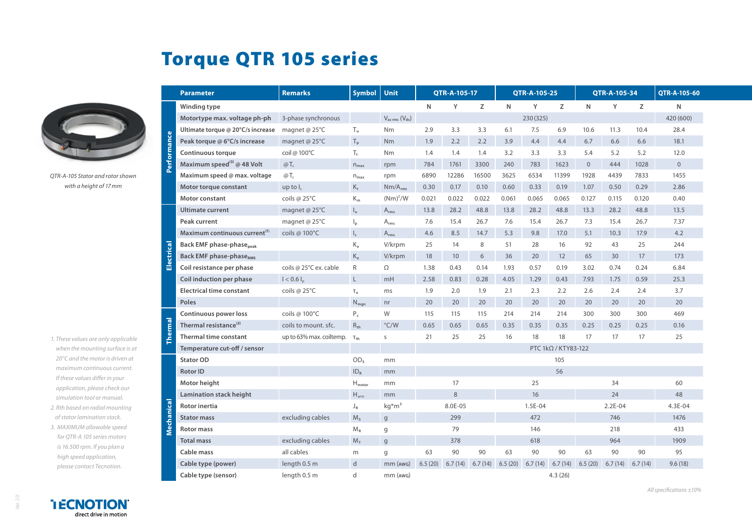# Torque QTR 105 series

QTR-A-105 Stator and rotor shown with a height of 17 mm

| | Parameter | Remarks | Symbol | Unit | QTR-A-105-17 | | | QTR-A-105-25 | | | QTR-A-105-34 | | | QTR-A-105-60 |
|---|---|---|---|---|---|---|---|---|---|---|---|---|---|---|
| Performance | Winding type | | | | N | Y | Z | N | Y | Z | N | Y | Z | N |
| | Motortype max. voltage ph-ph | 3-phase synchronous | | $V_{ac\,rms}$ ($V_{dc}$) | 230 (325) | | | | | | | | | 420 (600) |
| | Ultimate torque @ 20°C/s increase | magnet @ 25°C | $T_u$ | Nm | 2.9 | 3.3 | 3.3 | 6.1 | 7.5 | 6.9 | 10.6 | 11.3 | 10.4 | 28.4 |
| | Peak torque @ 6°C/s increase | magnet @ 25°C | $T_p$ | Nm | 1.9 | 2.2 | 2.2 | 3.9 | 4.4 | 4.4 | 6.7 | 6.6 | 6.6 | 18.1 |
| | Continuous torque | coil @ 100°C | $T_c$ | Nm | 1.4 | 1.4 | 1.4 | 3.2 | 3.3 | 3.3 | 5.4 | 5.2 | 5.2 | 12.0 |
| | Maximum speed[3] @ 48 Volt | @ $T_c$ | $n_{max}$ | rpm | 784 | 1761 | 3300 | 240 | 783 | 1623 | 0 | 444 | 1028 | 0 |
| | Maximum speed @ max. voltage | @ $T_c$ | $n_{max}$ | rpm | 6890 | 12286 | 16500 | 3625 | 6534 | 11399 | 1928 | 4439 | 7833 | 1455 |
| | Motor torque constant | up to $I_c$ | $K_t$ | Nm/$A_{rms}$ | 0.30 | 0.17 | 0.10 | 0.60 | 0.33 | 0.19 | 1.07 | 0.50 | 0.29 | 2.86 |
| | Motor constant | coils @ 25°C | $K_m$ | $(Nm)^2/W$ | 0.021 | 0.022 | 0.022 | 0.061 | 0.065 | 0.065 | 0.127 | 0.115 | 0.120 | 0.40 |
| Electrical | Ultimate current | magnet @ 25°C | $I_u$ | $A_{rms}$ | 13.8 | 28.2 | 48.8 | 13.8 | 28.2 | 48.8 | 13.3 | 28.2 | 48.8 | 13.5 |
| | Peak current | magnet @ 25°C | $I_p$ | $A_{rms}$ | 7.6 | 15.4 | 26.7 | 7.6 | 15.4 | 26.7 | 7.3 | 15.4 | 26.7 | 7.37 |
| | Maximum continuous current[1] | coils @ 100°C | $I_c$ | $A_{rms}$ | 4.6 | 8.5 | 14.7 | 5.3 | 9.8 | 17.0 | 5.1 | 10.3 | 17.9 | 4.2 |
| | Back EMF phase-phase$_{peak}$ | | $K_e$ | V/krpm | 25 | 14 | 8 | 51 | 28 | 16 | 92 | 43 | 25 | 244 |
| | Back EMF phase-phase$_{RMS}$ | | $K_e$ | V/krpm | 18 | 10 | 6 | 36 | 20 | 12 | 65 | 30 | 17 | 173 |
| | Coil resistance per phase | coils @ 25°C ex. cable | R | Ω | 1.38 | 0.43 | 0.14 | 1.93 | 0.57 | 0.19 | 3.02 | 0.74 | 0.24 | 6.84 |
| | Coil induction per phase | $I < 0.6\,I_p$ | L | mH | 2.58 | 0.83 | 0.28 | 4.05 | 1.29 | 0.43 | 7.93 | 1.75 | 0.59 | 25.3 |
| | Electrical time constant | coils @ 25°C | $\tau_e$ | ms | 1.9 | 2.0 | 1.9 | 2.1 | 2.3 | 2.2 | 2.6 | 2.4 | 2.4 | 3.7 |
| | Poles | | $N_{mgn}$ | nr | 20 | 20 | 20 | 20 | 20 | 20 | 20 | 20 | 20 | 20 |
| Thermal | Continuous power loss | coils @ 100°C | $P_c$ | W | 115 | 115 | 115 | 214 | 214 | 214 | 300 | 300 | 300 | 469 |
| | Thermal resistance[2] | coils to mount. sfc. | $R_{th}$ | °C/W | 0.65 | 0.65 | 0.65 | 0.35 | 0.35 | 0.35 | 0.25 | 0.25 | 0.25 | 0.16 |
| | Thermal time constant | up to 63% max. coiltemp. | $\tau_{th}$ | s | 21 | 25 | 25 | 16 | 18 | 18 | 17 | 17 | 17 | 25 |
| | Temperature cut-off / sensor | | | | PTC 1kΩ / KTY83-122 | | | | | | | | | |
| Mechanical | Stator OD | | $OD_s$ | mm | 105 | | | | | | | | | |
| | Rotor ID | | $ID_R$ | mm | 56 | | | | | | | | | |
| | Motor height | | $H_{motor}$ | mm | 17 | | | 25 | | | 34 | | | 60 |
| | Lamination stack height | | $H_{arm}$ | mm | 8 | | | 16 | | | 24 | | | 48 |
| | Rotor inertia | | $J_R$ | kg*m² | 8.0E-05 | | | 1.5E-04 | | | 2.2E-04 | | | 4.3E-04 |
| | Stator mass | excluding cables | $M_S$ | g | 299 | | | 472 | | | 746 | | | 1476 |
| | Rotor mass | | $M_R$ | g | 79 | | | 146 | | | 218 | | | 433 |
| | Total mass | excluding cables | $M_T$ | g | 378 | | | 618 | | | 964 | | | 1909 |
| | Cable mass | all cables | m | g | 63 | 90 | 90 | 63 | 90 | 90 | 63 | 90 | 90 | 95 |
| | Cable type (power) | length 0.5 m | d | mm (AWG) | 6.5 (20) | 6.7 (14) | 6.7 (14) | 6.5 (20) | 6.7 (14) | 6.7 (14) | 6.5 (20) | 6.7 (14) | 6.7 (14) | 9.6 (18) |
| | Cable type (sensor) | length 0.5 m | d | mm (AWG) | 4.3 (26) | | | | | | | | | |

1. *These values are only applicable when the mounting surface is at 20°C and the motor is driven at maximum continuous current. If these values differ in your application, please check our simulation tool or manual.*
2. *Rth based on radial mounting of stator lamination stack.*
3. *MAXIMUM allowable speed for QTR-A 105 series motors is 16.500 rpm. If you plan a high speed application, please contact Tecnotion.*

*All specifications ±10%*

TECNOTION direct drive in motion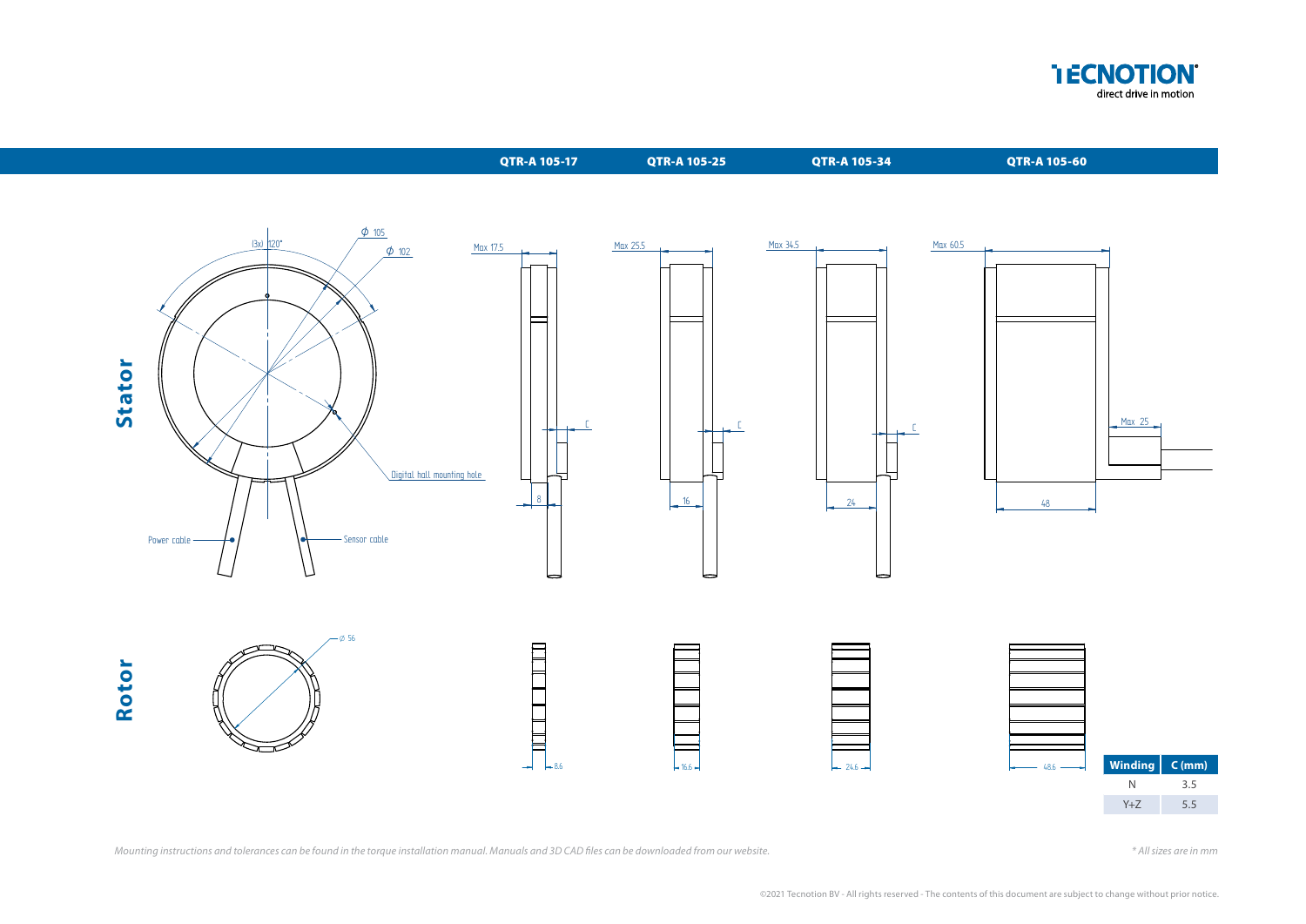TECNOTION
direct drive in motion

| QTR-A 105-17 | QTR-A 105-25 | QTR-A 105-34 | QTR-A 105-60 |
|---|---|---|---|

**Stator**

(3x) 120°
ϕ 105
ϕ 102
Digital hall mounting hole
Power cable
Sensor cable

Max 17.5
C
8

Max 25.5
C
16

Max 34.5
C
24

Max 60.5
Max 25
48

**Rotor**

Ø 56

8.6

16.6

24.6

48.6

| Winding | C (mm) |
|---|---|
| N | 3.5 |
| Y+Z | 5.5 |

*Mounting instructions and tolerances can be found in the torque installation manual. Manuals and 3D CAD files can be downloaded from our website.*

*\* All sizes are in mm*

©2021 Tecnotion BV - All rights reserved - The contents of this document are subject to change without prior notice.